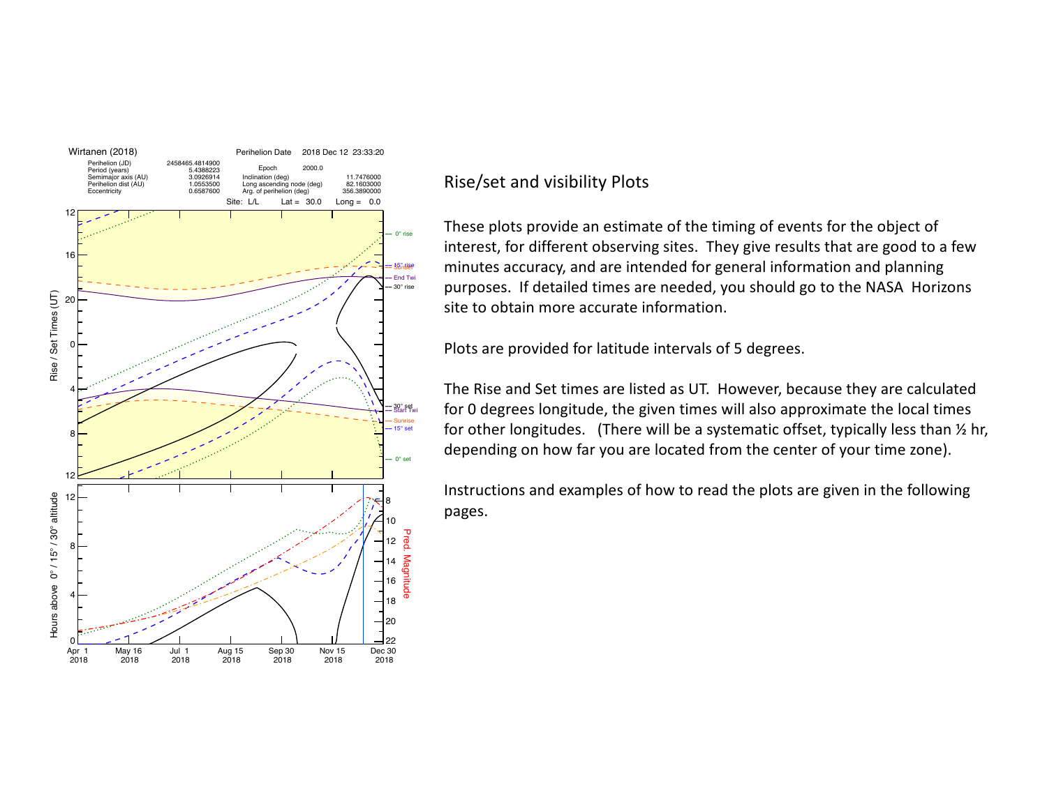Wirtanen (2018)

Perihelion Date 2018 Dec 12 23:33:20

| | | | |
|---|---|---|---|
| Perihelion (JD) | 2458465.4814900 | Epoch | 2000.0 |
| Period (years) | 5.4388223 | | |
| Semimajor axis (AU) | 3.0926914 | Inclination (deg) | 11.7476000 |
| Perihelion dist (AU) | 1.0553500 | Long ascending node (deg) | 82.1603000 |
| Eccentricity | 0.6587600 | Arg. of perihelion (deg) | 356.3890000 |

Site: L/L Lat = 30.0 Long = 0.0

## Rise/set and visibility Plots

These plots provide an estimate of the timing of events for the object of interest, for different observing sites. They give results that are good to a few minutes accuracy, and are intended for general information and planning purposes. If detailed times are needed, you should go to the NASA Horizons site to obtain more accurate information.

Plots are provided for latitude intervals of 5 degrees.

The Rise and Set times are listed as UT. However, because they are calculated for 0 degrees longitude, the given times will also approximate the local times for other longitudes. (There will be a systematic offset, typically less than ½ hr, depending on how far you are located from the center of your time zone).

Instructions and examples of how to read the plots are given in the following pages.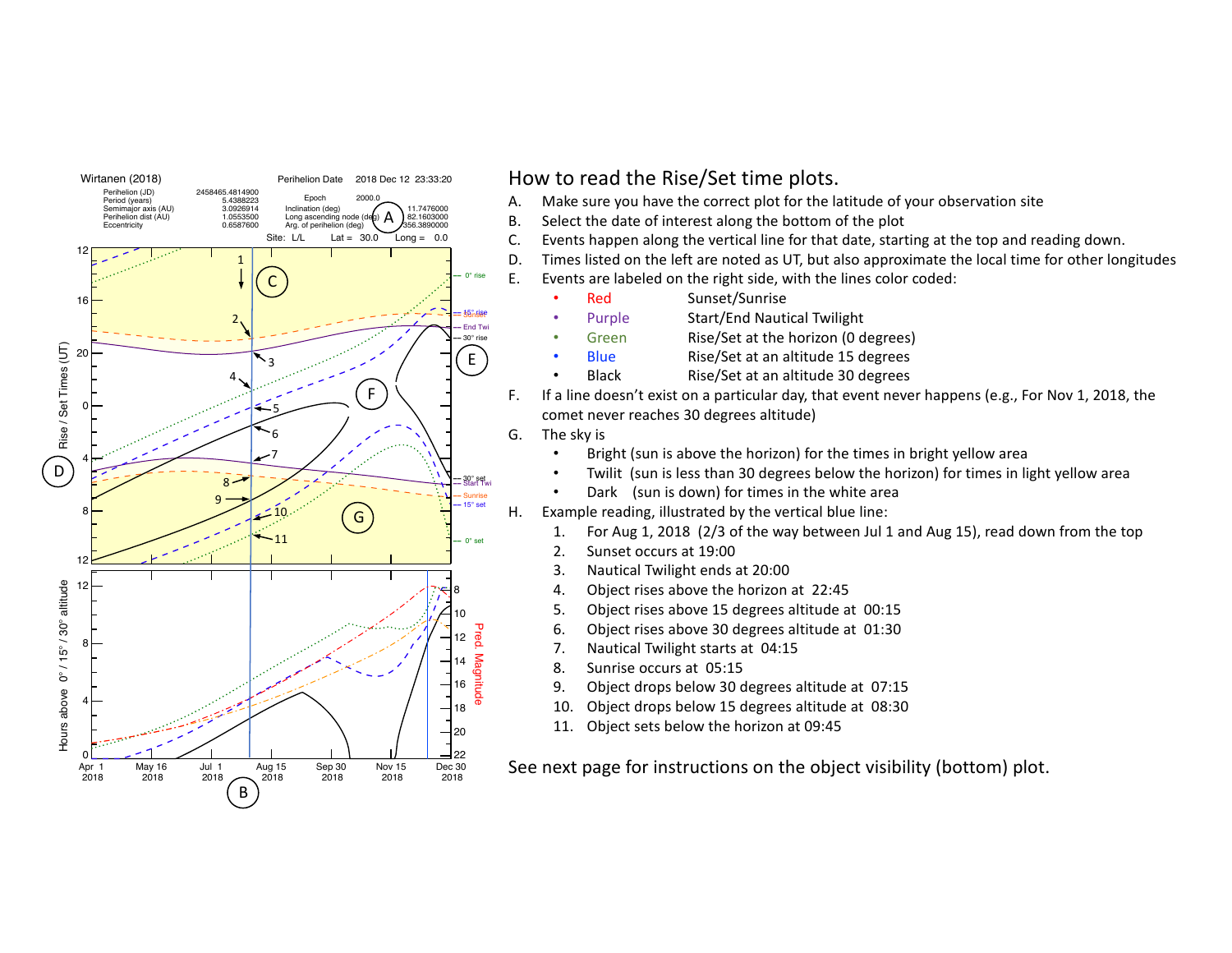## How to read the Rise/Set time plots.

A. Make sure you have the correct plot for the latitude of your observation site

B. Select the date of interest along the bottom of the plot

C. Events happen along the vertical line for that date, starting at the top and reading down.

D. Times listed on the left are noted as UT, but also approximate the local time for other longitudes

E. Events are labeled on the right side, with the lines color coded:

- Red — Sunset/Sunrise
- Purple — Start/End Nautical Twilight
- Green — Rise/Set at the horizon (0 degrees)
- Blue — Rise/Set at an altitude 15 degrees
- Black — Rise/Set at an altitude 30 degrees

F. If a line doesn't exist on a particular day, that event never happens (e.g., For Nov 1, 2018, the comet never reaches 30 degrees altitude)

G. The sky is

- Bright (sun is above the horizon) for the times in bright yellow area
- Twilit (sun is less than 30 degrees below the horizon) for times in light yellow area
- Dark (sun is down) for times in the white area

H. Example reading, illustrated by the vertical blue line:

1. For Aug 1, 2018 (2/3 of the way between Jul 1 and Aug 15), read down from the top
2. Sunset occurs at 19:00
3. Nautical Twilight ends at 20:00
4. Object rises above the horizon at 22:45
5. Object rises above 15 degrees altitude at 00:15
6. Object rises above 30 degrees altitude at 01:30
7. Nautical Twilight starts at 04:15
8. Sunrise occurs at 05:15
9. Object drops below 30 degrees altitude at 07:15
10. Object drops below 15 degrees altitude at 08:30
11. Object sets below the horizon at 09:45

See next page for instructions on the object visibility (bottom) plot.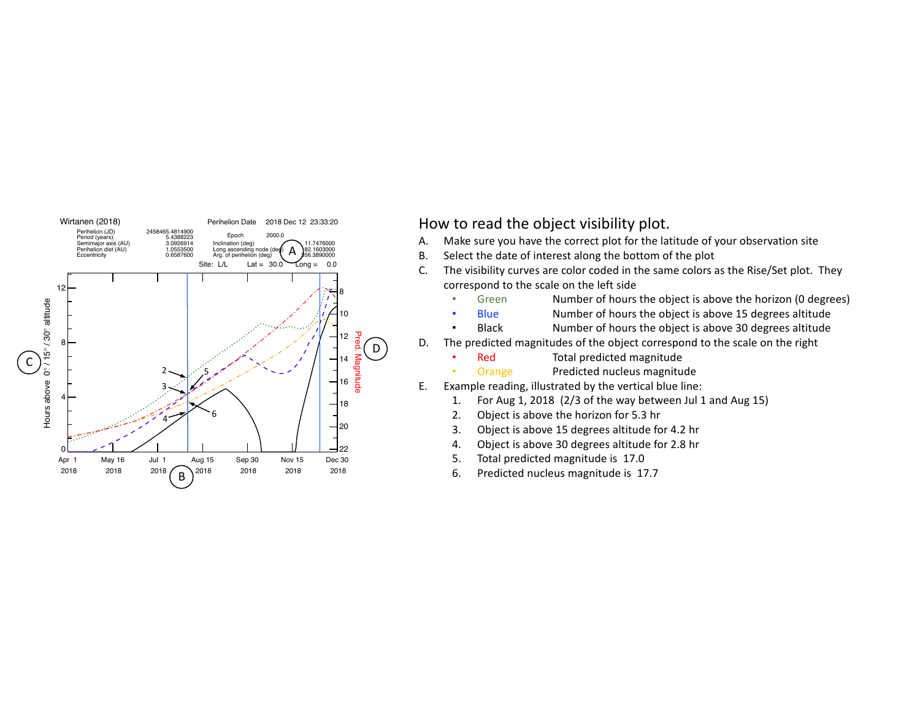Wirtanen (2018)

Perihelion Date 2018 Dec 12 23:33:20

Perihelion (JD) 2458465.4814900
Period (years) 5.4388223
Semimajor axis (AU) 3.0926914
Perihelion dist (AU) 1.0553500
Eccentricity 0.6587600

Epoch 2000.0
Inclination (deg) 11.7476000
Long ascending node (deg) 82.1603000
Arg. of perihelion (deg) 356.3890000

Site: L/L Lat = 30.0 Long = 0.0

A

Hours above 0° / 15° / 30° altitude

12
8
4
0

C

Pred. Magnitude

8
10
12
14
16
18
20
22

D

2
3
4
5
6

Apr 1 2018
May 16 2018
Jul 1 2018
Aug 15 2018
Sep 30 2018
Nov 15 2018
Dec 30 2018

B

## How to read the object visibility plot.

A. Make sure you have the correct plot for the latitude of your observation site

B. Select the date of interest along the bottom of the plot

C. The visibility curves are color coded in the same colors as the Rise/Set plot. They correspond to the scale on the left side
   - Green — Number of hours the object is above the horizon (0 degrees)
   - Blue — Number of hours the object is above 15 degrees altitude
   - Black — Number of hours the object is above 30 degrees altitude

D. The predicted magnitudes of the object correspond to the scale on the right
   - Red — Total predicted magnitude
   - Orange — Predicted nucleus magnitude

E. Example reading, illustrated by the vertical blue line:
   1. For Aug 1, 2018 (2/3 of the way between Jul 1 and Aug 15)
   2. Object is above the horizon for 5.3 hr
   3. Object is above 15 degrees altitude for 4.2 hr
   4. Object is above 30 degrees altitude for 2.8 hr
   5. Total predicted magnitude is 17.0
   6. Predicted nucleus magnitude is 17.7